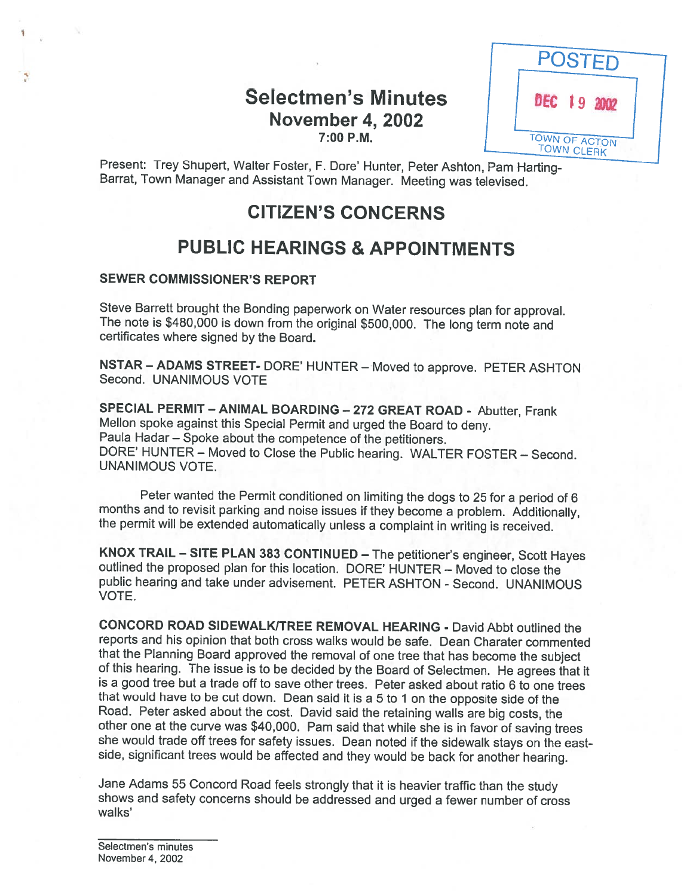# Selectmen's Minutes
## November 4, 2002
### 7:00 P.M.

POSTED
DEC 19 2002
TOWN OF ACTON
TOWN CLERK

Present: Trey Shupert, Walter Foster, F. Dore' Hunter, Peter Ashton, Pam Harting-Barrat, Town Manager and Assistant Town Manager. Meeting was televised.

## CITIZEN'S CONCERNS

## PUBLIC HEARINGS & APPOINTMENTS

### SEWER COMMISSIONER'S REPORT

Steve Barrett brought the Bonding paperwork on Water resources plan for approval. The note is $480,000 is down from the original $500,000. The long term note and certificates where signed by the Board.

**NSTAR – ADAMS STREET-** DORE' HUNTER – Moved to approve. PETER ASHTON Second. UNANIMOUS VOTE

**SPECIAL PERMIT – ANIMAL BOARDING – 272 GREAT ROAD -** Abutter, Frank Mellon spoke against this Special Permit and urged the Board to deny. Paula Hadar – Spoke about the competence of the petitioners. DORE' HUNTER – Moved to Close the Public hearing. WALTER FOSTER – Second. UNANIMOUS VOTE.

Peter wanted the Permit conditioned on limiting the dogs to 25 for a period of 6 months and to revisit parking and noise issues if they become a problem. Additionally, the permit will be extended automatically unless a complaint in writing is received.

**KNOX TRAIL – SITE PLAN 383 CONTINUED –** The petitioner's engineer, Scott Hayes outlined the proposed plan for this location. DORE' HUNTER – Moved to close the public hearing and take under advisement. PETER ASHTON - Second. UNANIMOUS VOTE.

**CONCORD ROAD SIDEWALK/TREE REMOVAL HEARING -** David Abbt outlined the reports and his opinion that both cross walks would be safe. Dean Charater commented that the Planning Board approved the removal of one tree that has become the subject of this hearing. The issue is to be decided by the Board of Selectmen. He agrees that it is a good tree but a trade off to save other trees. Peter asked about ratio 6 to one trees that would have to be cut down. Dean said it is a 5 to 1 on the opposite side of the Road. Peter asked about the cost. David said the retaining walls are big costs, the other one at the curve was $40,000. Pam said that while she is in favor of saving trees she would trade off trees for safety issues. Dean noted if the sidewalk stays on the east-side, significant trees would be affected and they would be back for another hearing.

Jane Adams 55 Concord Road feels strongly that it is heavier traffic than the study shows and safety concerns should be addressed and urged a fewer number of cross walks'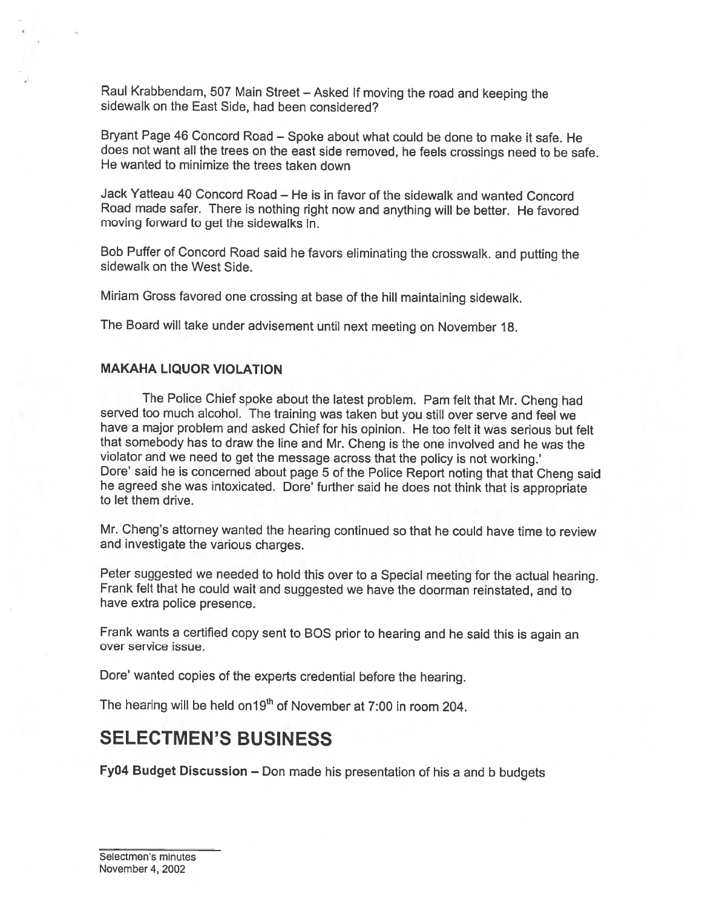Raul Krabbendam, 507 Main Street – Asked If moving the road and keeping the sidewalk on the East Side, had been considered?

Bryant Page 46 Concord Road – Spoke about what could be done to make it safe. He does not want all the trees on the east side removed, he feels crossings need to be safe. He wanted to minimize the trees taken down

Jack Yatteau 40 Concord Road – He is in favor of the sidewalk and wanted Concord Road made safer. There is nothing right now and anything will be better. He favored moving forward to get the sidewalks In.

Bob Puffer of Concord Road said he favors eliminating the crosswalk. and putting the sidewalk on the West Side.

Miriam Gross favored one crossing at base of the hill maintaining sidewalk.

The Board will take under advisement until next meeting on November 18.

**MAKAHA LIQUOR VIOLATION**

The Police Chief spoke about the latest problem. Pam felt that Mr. Cheng had served too much alcohol. The training was taken but you still over serve and feel we have a major problem and asked Chief for his opinion. He too felt it was serious but felt that somebody has to draw the line and Mr. Cheng is the one involved and he was the violator and we need to get the message across that the policy is not working.'
Dore' said he is concerned about page 5 of the Police Report noting that that Cheng said he agreed she was intoxicated. Dore' further said he does not think that is appropriate to let them drive.

Mr. Cheng's attorney wanted the hearing continued so that he could have time to review and investigate the various charges.

Peter suggested we needed to hold this over to a Special meeting for the actual hearing. Frank felt that he could wait and suggested we have the doorman reinstated, and to have extra police presence.

Frank wants a certified copy sent to BOS prior to hearing and he said this is again an over service issue.

Dore' wanted copies of the experts credential before the hearing.

The hearing will be held on19th of November at 7:00 in room 204.

# SELECTMEN'S BUSINESS

**Fy04 Budget Discussion** – Don made his presentation of his a and b budgets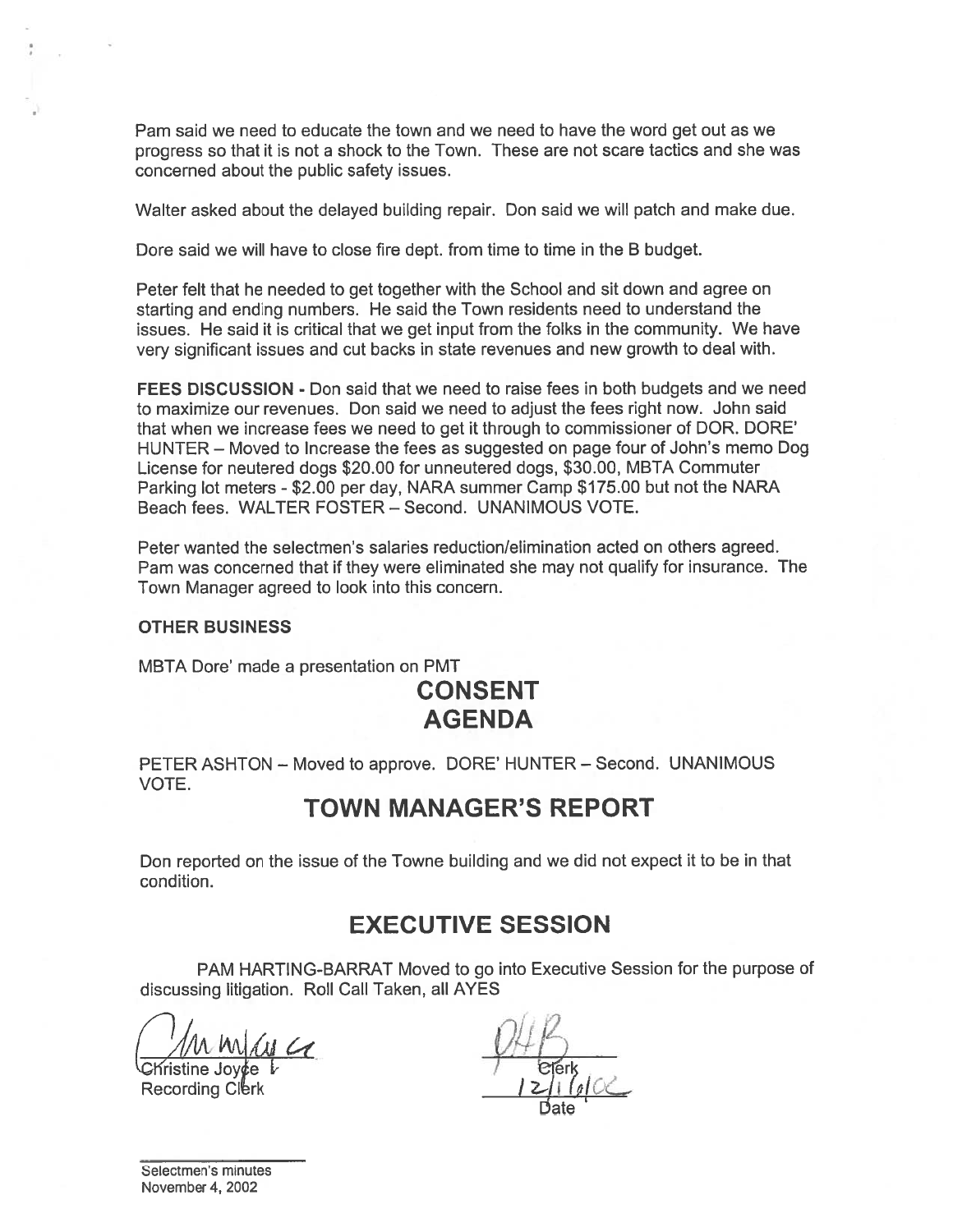Pam said we need to educate the town and we need to have the word get out as we progress so that it is not a shock to the Town. These are not scare tactics and she was concerned about the public safety issues.

Walter asked about the delayed building repair. Don said we will patch and make due.

Dore said we will have to close fire dept. from time to time in the B budget.

Peter felt that he needed to get together with the School and sit down and agree on starting and ending numbers. He said the Town residents need to understand the issues. He said it is critical that we get input from the folks in the community. We have very significant issues and cut backs in state revenues and new growth to deal with.

**FEES DISCUSSION -** Don said that we need to raise fees in both budgets and we need to maximize our revenues. Don said we need to adjust the fees right now. John said that when we increase fees we need to get it through to commissioner of DOR. DORE' HUNTER – Moved to Increase the fees as suggested on page four of John's memo Dog License for neutered dogs $20.00 for unneutered dogs, $30.00, MBTA Commuter Parking lot meters - $2.00 per day, NARA summer Camp $175.00 but not the NARA Beach fees. WALTER FOSTER – Second. UNANIMOUS VOTE.

Peter wanted the selectmen's salaries reduction/elimination acted on others agreed. Pam was concerned that if they were eliminated she may not qualify for insurance. The Town Manager agreed to look into this concern.

**OTHER BUSINESS**

MBTA Dore' made a presentation on PMT

# CONSENT AGENDA

PETER ASHTON – Moved to approve. DORE' HUNTER – Second. UNANIMOUS VOTE.

# TOWN MANAGER'S REPORT

Don reported on the issue of the Towne building and we did not expect it to be in that condition.

# EXECUTIVE SESSION

PAM HARTING-BARRAT Moved to go into Executive Session for the purpose of discussing litigation. Roll Call Taken, all AYES

Christine Joyce
Recording Clerk

Clerk

12/16/02
Date

Selectmen's minutes
November 4, 2002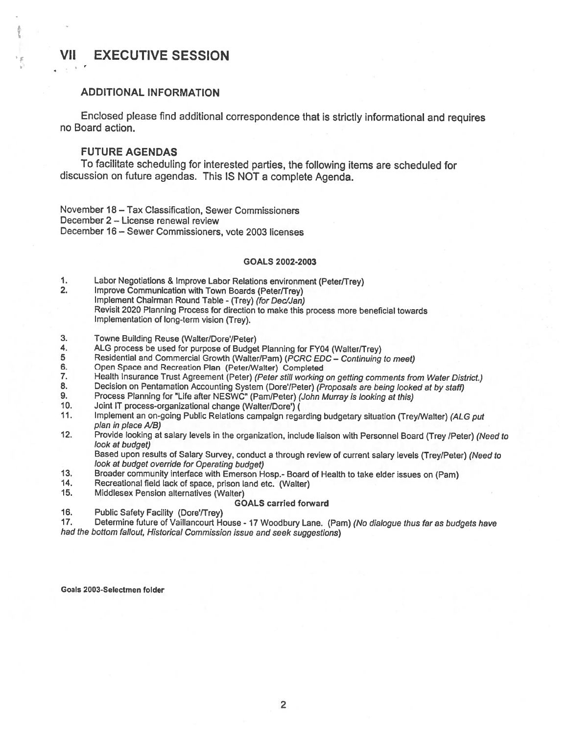# VII EXECUTIVE SESSION

### ADDITIONAL INFORMATION

Enclosed please find additional correspondence that is strictly informational and requires no Board action.

### FUTURE AGENDAS

To facilitate scheduling for interested parties, the following items are scheduled for discussion on future agendas. This IS NOT a complete Agenda.

November 18 – Tax Classification, Sewer Commissioners
December 2 – License renewal review
December 16 – Sewer Commissioners, vote 2003 licenses

**GOALS 2002-2003**

1. Labor Negotiations & Improve Labor Relations environment (Peter/Trey)
2. Improve Communication with Town Boards (Peter/Trey)
   Implement Chairman Round Table - (Trey) *(for Dec/Jan)*
   Revisit 2020 Planning Process for direction to make this process more beneficial towards Implementation of long-term vision (Trey).
3. Towne Building Reuse (Walter/Dore'/Peter)
4. ALG process be used for purpose of Budget Planning for FY04 (Walter/Trey)
5. Residential and Commercial Growth (Walter/Pam) *(PCRC EDC – Continuing to meet)*
6. Open Space and Recreation Plan (Peter/Walter) Completed
7. Health Insurance Trust Agreement (Peter) *(Peter still working on getting comments from Water District.)*
8. Decision on Pentamation Accounting System (Dore'/Peter) *(Proposals are being looked at by staff)*
9. Process Planning for "Life after NESWC" (Pam/Peter) *(John Murray is looking at this)*
10. Joint IT process-organizational change (Walter/Dore') (
11. Implement an on-going Public Relations campaign regarding budgetary situation (Trey/Walter) *(ALG put plan in place A/B)*
12. Provide looking at salary levels in the organization, include liaison with Personnel Board (Trey /Peter) *(Need to look at budget)*
    Based upon results of Salary Survey, conduct a through review of current salary levels (Trey/Peter) *(Need to look at budget override for Operating budget)*
13. Broader community interface with Emerson Hosp.- Board of Health to take elder issues on (Pam)
14. Recreational field lack of space, prison land etc. (Walter)
15. Middlesex Pension alternatives (Walter)

**GOALS carried forward**

16. Public Safety Facility (Dore'/Trey)
17. Determine future of Vaillancourt House - 17 Woodbury Lane. (Pam) *(No dialogue thus far as budgets have had the bottom fallout, Historical Commission issue and seek suggestions)*

**Goals 2003-Selectmen folder**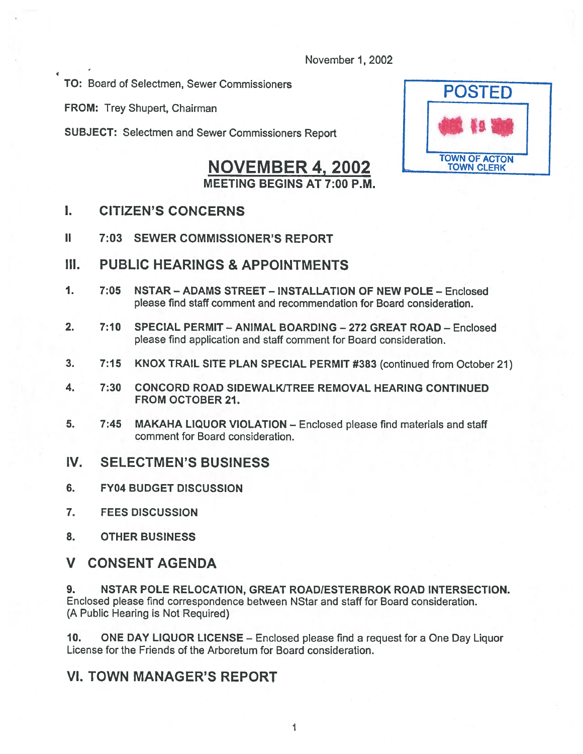November 1, 2002

TO: Board of Selectmen, Sewer Commissioners

FROM: Trey Shupert, Chairman

SUBJECT: Selectmen and Sewer Commissioners Report

POSTED

TOWN OF ACTON TOWN CLERK

# NOVEMBER 4, 2002

**MEETING BEGINS AT 7:00 P.M.**

## I. CITIZEN'S CONCERNS

## II 7:03 SEWER COMMISSIONER'S REPORT

## III. PUBLIC HEARINGS & APPOINTMENTS

1. **7:05 NSTAR – ADAMS STREET – INSTALLATION OF NEW POLE** – Enclosed please find staff comment and recommendation for Board consideration.

2. **7:10 SPECIAL PERMIT – ANIMAL BOARDING – 272 GREAT ROAD** – Enclosed please find application and staff comment for Board consideration.

3. **7:15 KNOX TRAIL SITE PLAN SPECIAL PERMIT #383** (continued from October 21)

4. **7:30 CONCORD ROAD SIDEWALK/TREE REMOVAL HEARING CONTINUED FROM OCTOBER 21.**

5. **7:45 MAKAHA LIQUOR VIOLATION** – Enclosed please find materials and staff comment for Board consideration.

## IV. SELECTMEN'S BUSINESS

6. **FY04 BUDGET DISCUSSION**

7. **FEES DISCUSSION**

8. **OTHER BUSINESS**

## V CONSENT AGENDA

9. **NSTAR POLE RELOCATION, GREAT ROAD/ESTERBROK ROAD INTERSECTION.** Enclosed please find correspondence between NStar and staff for Board consideration. (A Public Hearing is Not Required)

10. **ONE DAY LIQUOR LICENSE** – Enclosed please find a request for a One Day Liquor License for the Friends of the Arboretum for Board consideration.

## VI. TOWN MANAGER'S REPORT